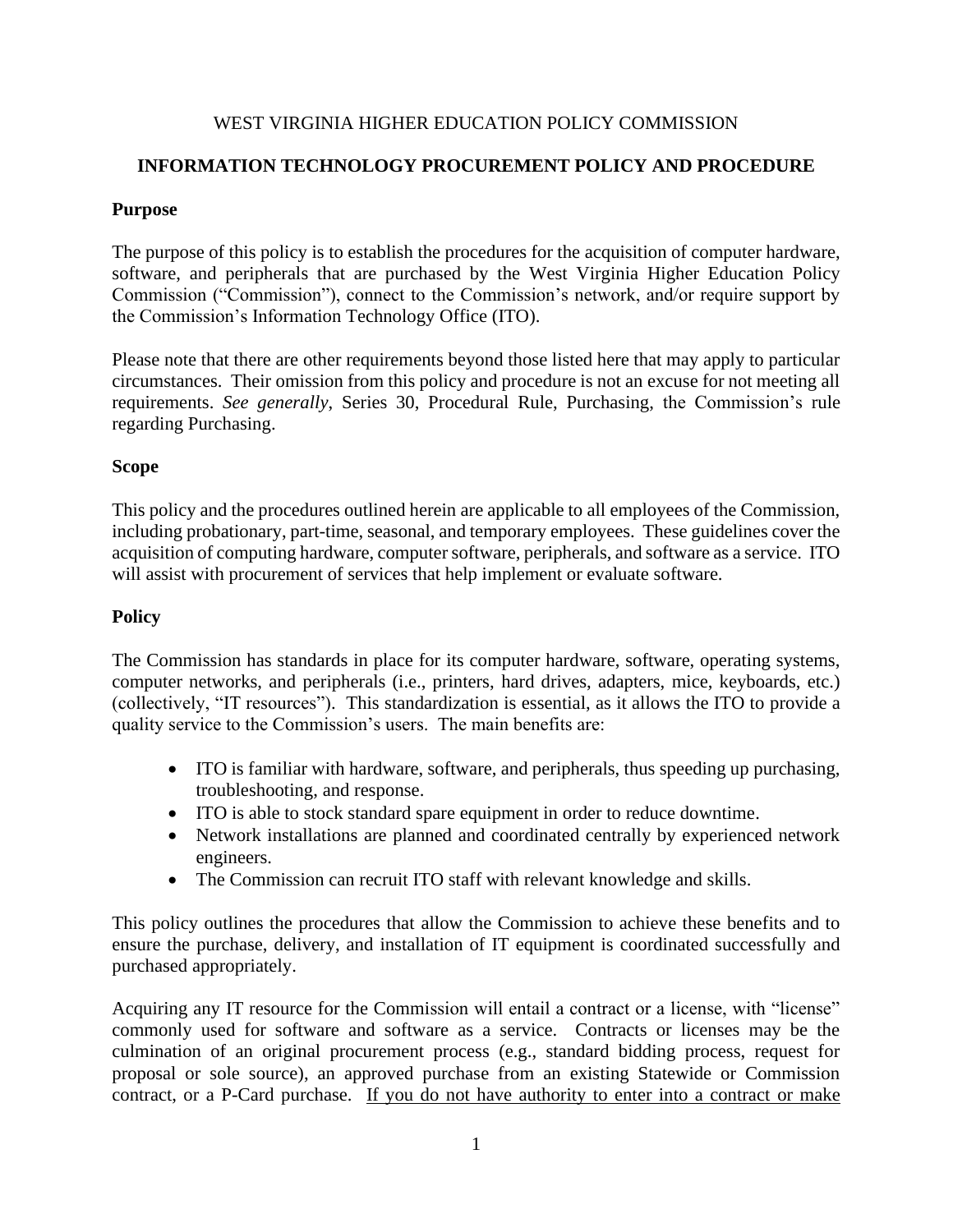WEST VIRGINIA HIGHER EDUCATION POLICY COMMISSION

## INFORMATION TECHNOLOGY PROCUREMENT POLICY AND PROCEDURE

### Purpose

The purpose of this policy is to establish the procedures for the acquisition of computer hardware, software, and peripherals that are purchased by the West Virginia Higher Education Policy Commission ("Commission"), connect to the Commission's network, and/or require support by the Commission's Information Technology Office (ITO).

Please note that there are other requirements beyond those listed here that may apply to particular circumstances. Their omission from this policy and procedure is not an excuse for not meeting all requirements. *See generally*, Series 30, Procedural Rule, Purchasing, the Commission's rule regarding Purchasing.

### Scope

This policy and the procedures outlined herein are applicable to all employees of the Commission, including probationary, part-time, seasonal, and temporary employees. These guidelines cover the acquisition of computing hardware, computer software, peripherals, and software as a service. ITO will assist with procurement of services that help implement or evaluate software.

### Policy

The Commission has standards in place for its computer hardware, software, operating systems, computer networks, and peripherals (i.e., printers, hard drives, adapters, mice, keyboards, etc.) (collectively, "IT resources"). This standardization is essential, as it allows the ITO to provide a quality service to the Commission's users. The main benefits are:

- ITO is familiar with hardware, software, and peripherals, thus speeding up purchasing, troubleshooting, and response.
- ITO is able to stock standard spare equipment in order to reduce downtime.
- Network installations are planned and coordinated centrally by experienced network engineers.
- The Commission can recruit ITO staff with relevant knowledge and skills.

This policy outlines the procedures that allow the Commission to achieve these benefits and to ensure the purchase, delivery, and installation of IT equipment is coordinated successfully and purchased appropriately.

Acquiring any IT resource for the Commission will entail a contract or a license, with "license" commonly used for software and software as a service. Contracts or licenses may be the culmination of an original procurement process (e.g., standard bidding process, request for proposal or sole source), an approved purchase from an existing Statewide or Commission contract, or a P-Card purchase. <u>If you do not have authority to enter into a contract or make</u>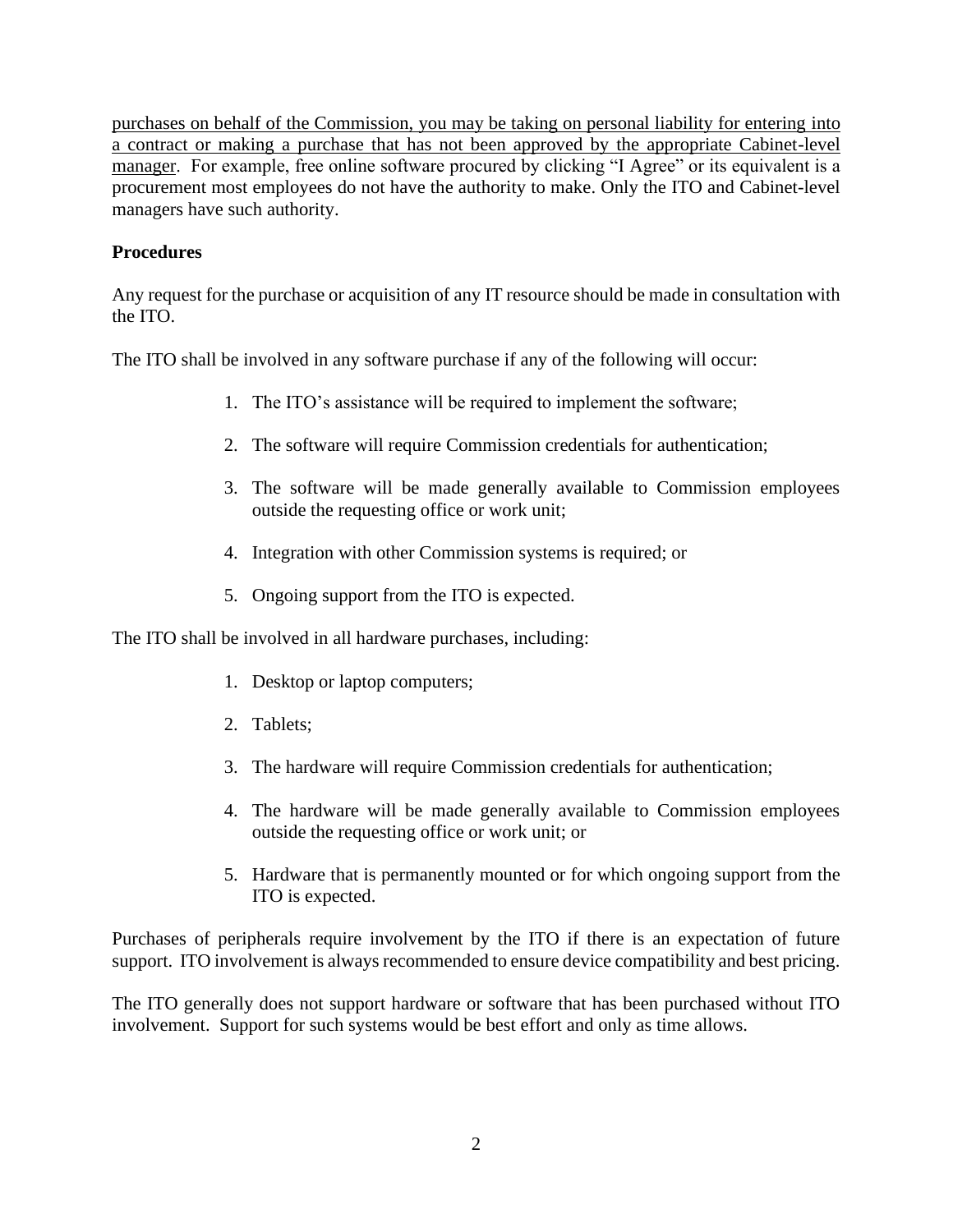<u>purchases on behalf of the Commission, you may be taking on personal liability for entering into a contract or making a purchase that has not been approved by the appropriate Cabinet-level manager</u>. For example, free online software procured by clicking "I Agree" or its equivalent is a procurement most employees do not have the authority to make. Only the ITO and Cabinet-level managers have such authority.

**Procedures**

Any request for the purchase or acquisition of any IT resource should be made in consultation with the ITO.

The ITO shall be involved in any software purchase if any of the following will occur:

1. The ITO's assistance will be required to implement the software;
2. The software will require Commission credentials for authentication;
3. The software will be made generally available to Commission employees outside the requesting office or work unit;
4. Integration with other Commission systems is required; or
5. Ongoing support from the ITO is expected.

The ITO shall be involved in all hardware purchases, including:

1. Desktop or laptop computers;
2. Tablets;
3. The hardware will require Commission credentials for authentication;
4. The hardware will be made generally available to Commission employees outside the requesting office or work unit; or
5. Hardware that is permanently mounted or for which ongoing support from the ITO is expected.

Purchases of peripherals require involvement by the ITO if there is an expectation of future support. ITO involvement is always recommended to ensure device compatibility and best pricing.

The ITO generally does not support hardware or software that has been purchased without ITO involvement. Support for such systems would be best effort and only as time allows.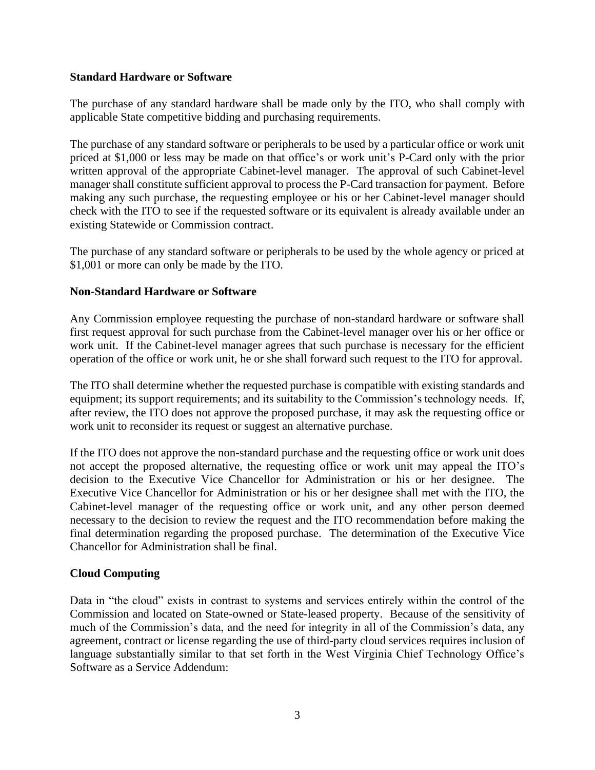**Standard Hardware or Software**

The purchase of any standard hardware shall be made only by the ITO, who shall comply with applicable State competitive bidding and purchasing requirements.

The purchase of any standard software or peripherals to be used by a particular office or work unit priced at $1,000 or less may be made on that office's or work unit's P-Card only with the prior written approval of the appropriate Cabinet-level manager. The approval of such Cabinet-level manager shall constitute sufficient approval to process the P-Card transaction for payment. Before making any such purchase, the requesting employee or his or her Cabinet-level manager should check with the ITO to see if the requested software or its equivalent is already available under an existing Statewide or Commission contract.

The purchase of any standard software or peripherals to be used by the whole agency or priced at $1,001 or more can only be made by the ITO.

**Non-Standard Hardware or Software**

Any Commission employee requesting the purchase of non-standard hardware or software shall first request approval for such purchase from the Cabinet-level manager over his or her office or work unit. If the Cabinet-level manager agrees that such purchase is necessary for the efficient operation of the office or work unit, he or she shall forward such request to the ITO for approval.

The ITO shall determine whether the requested purchase is compatible with existing standards and equipment; its support requirements; and its suitability to the Commission's technology needs. If, after review, the ITO does not approve the proposed purchase, it may ask the requesting office or work unit to reconsider its request or suggest an alternative purchase.

If the ITO does not approve the non-standard purchase and the requesting office or work unit does not accept the proposed alternative, the requesting office or work unit may appeal the ITO's decision to the Executive Vice Chancellor for Administration or his or her designee. The Executive Vice Chancellor for Administration or his or her designee shall met with the ITO, the Cabinet-level manager of the requesting office or work unit, and any other person deemed necessary to the decision to review the request and the ITO recommendation before making the final determination regarding the proposed purchase. The determination of the Executive Vice Chancellor for Administration shall be final.

**Cloud Computing**

Data in "the cloud" exists in contrast to systems and services entirely within the control of the Commission and located on State-owned or State-leased property. Because of the sensitivity of much of the Commission's data, and the need for integrity in all of the Commission's data, any agreement, contract or license regarding the use of third-party cloud services requires inclusion of language substantially similar to that set forth in the West Virginia Chief Technology Office's Software as a Service Addendum: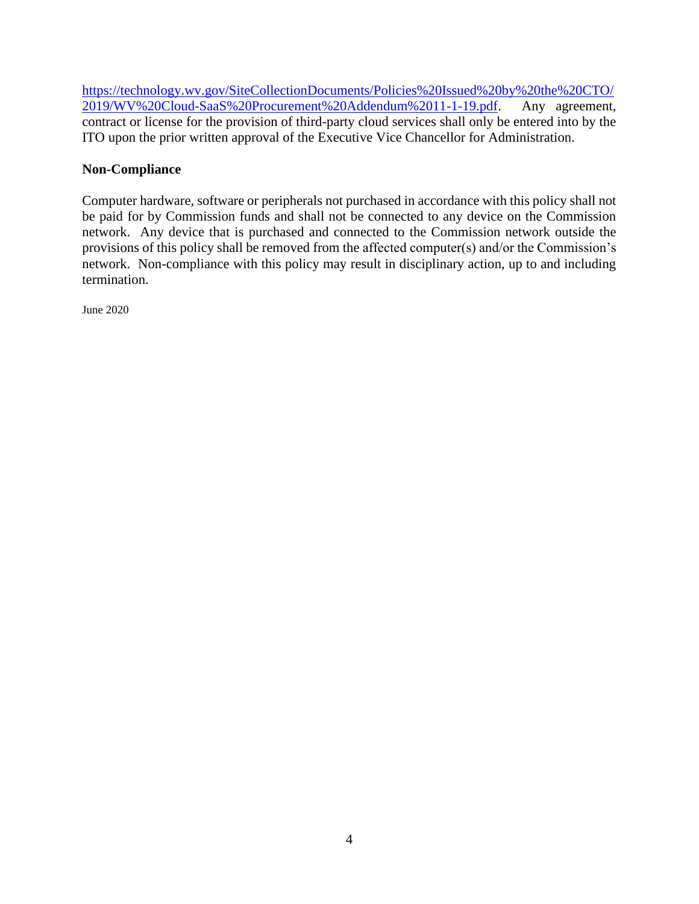https://technology.wv.gov/SiteCollectionDocuments/Policies%20Issued%20by%20the%20CTO/2019/WV%20Cloud-SaaS%20Procurement%20Addendum%2011-1-19.pdf. Any agreement, contract or license for the provision of third-party cloud services shall only be entered into by the ITO upon the prior written approval of the Executive Vice Chancellor for Administration.

**Non-Compliance**

Computer hardware, software or peripherals not purchased in accordance with this policy shall not be paid for by Commission funds and shall not be connected to any device on the Commission network. Any device that is purchased and connected to the Commission network outside the provisions of this policy shall be removed from the affected computer(s) and/or the Commission's network. Non-compliance with this policy may result in disciplinary action, up to and including termination.

June 2020